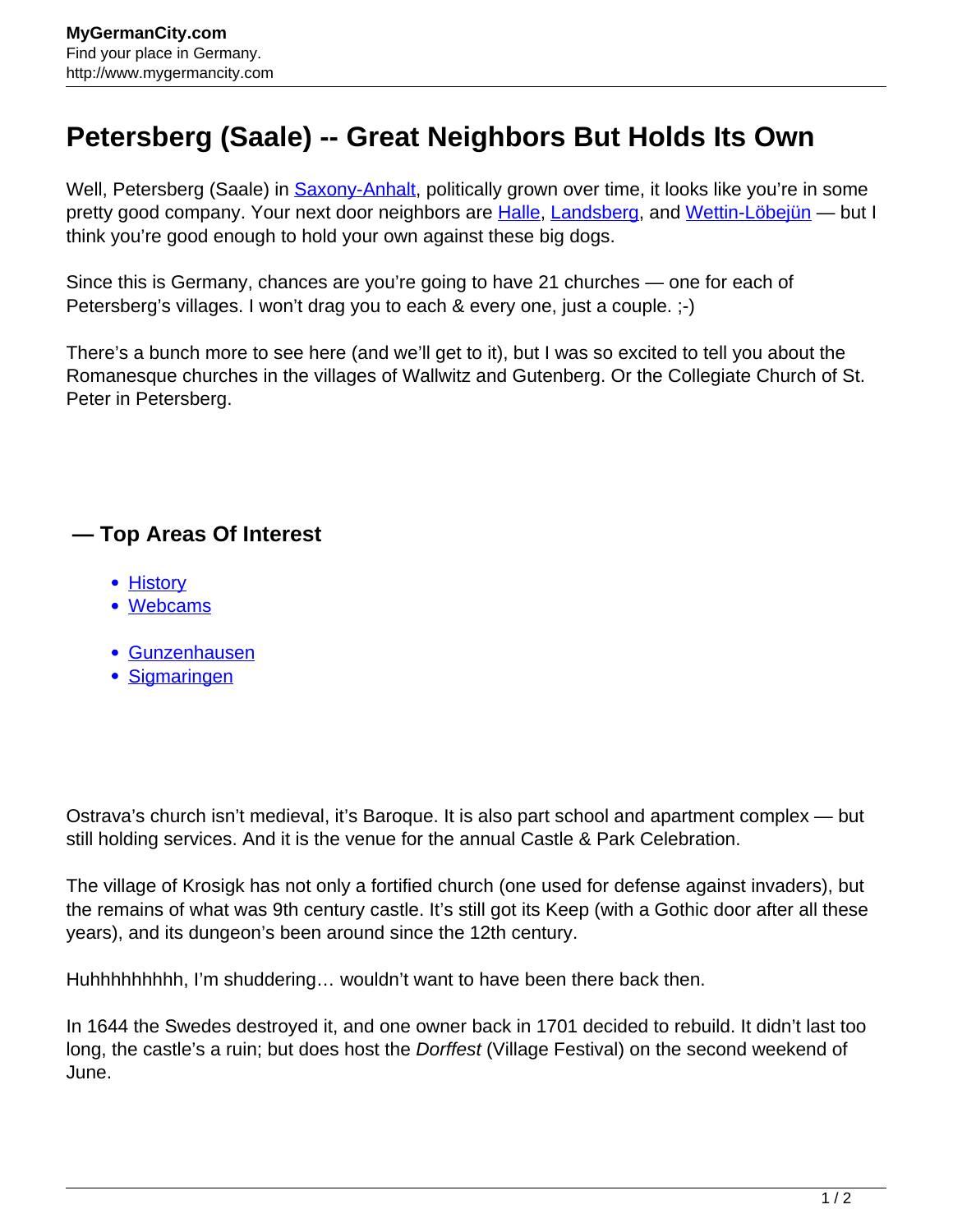# Petersberg (Saale) -- Great Neighbors But Holds Its Own

Well, Petersberg (Saale) in [Saxony-Anhalt](), politically grown over time, it looks like you're in some pretty good company. Your next door neighbors are [Halle](), [Landsberg](), and [Wettin-Löbejün]() — but I think you're good enough to hold your own against these big dogs.

Since this is Germany, chances are you're going to have 21 churches — one for each of Petersberg's villages. I won't drag you to each & every one, just a couple. ;-)

There's a bunch more to see here (and we'll get to it), but I was so excited to tell you about the Romanesque churches in the villages of Wallwitz and Gutenberg. Or the Collegiate Church of St. Peter in Petersberg.

### — Top Areas Of Interest

- [History]()
- [Webcams]()

- [Gunzenhausen]()
- [Sigmaringen]()

Ostrava's church isn't medieval, it's Baroque. It is also part school and apartment complex — but still holding services. And it is the venue for the annual Castle & Park Celebration.

The village of Krosigk has not only a fortified church (one used for defense against invaders), but the remains of what was 9th century castle. It's still got its Keep (with a Gothic door after all these years), and its dungeon's been around since the 12th century.

Huhhhhhhhhh, I'm shuddering… wouldn't want to have been there back then.

In 1644 the Swedes destroyed it, and one owner back in 1701 decided to rebuild. It didn't last too long, the castle's a ruin; but does host the *Dorffest* (Village Festival) on the second weekend of June.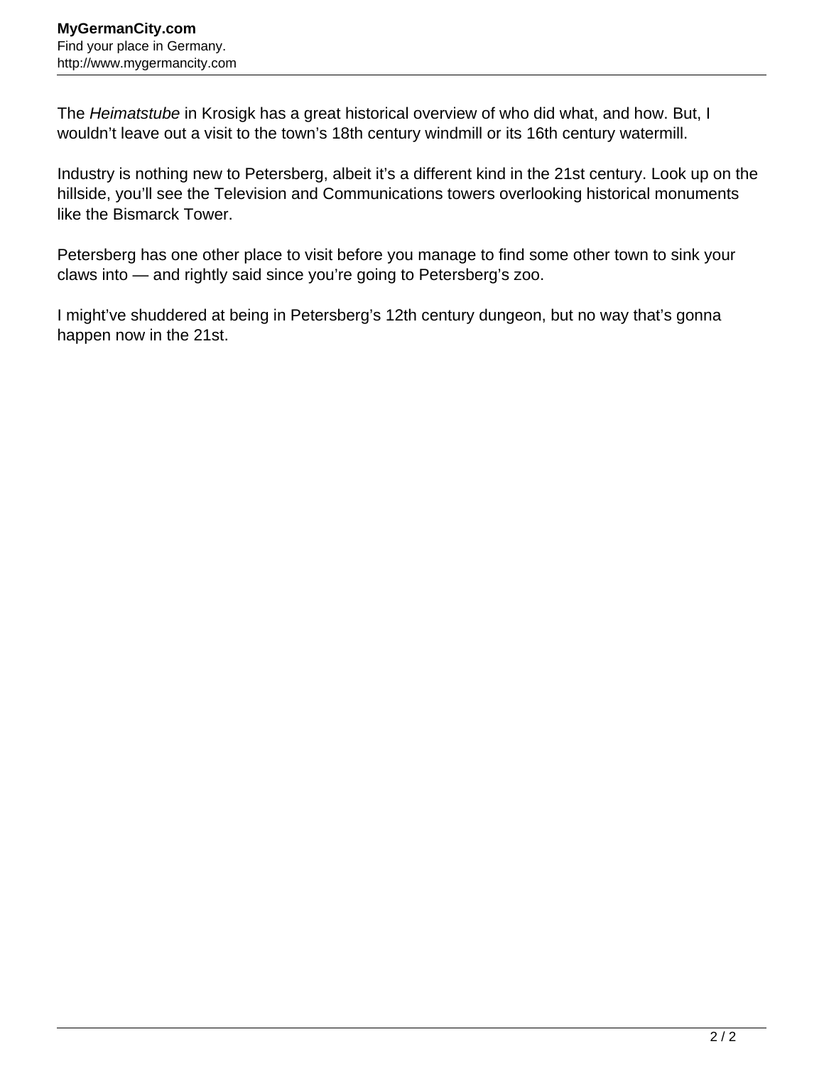The *Heimatstube* in Krosigk has a great historical overview of who did what, and how. But, I wouldn't leave out a visit to the town's 18th century windmill or its 16th century watermill.

Industry is nothing new to Petersberg, albeit it's a different kind in the 21st century. Look up on the hillside, you'll see the Television and Communications towers overlooking historical monuments like the Bismarck Tower.

Petersberg has one other place to visit before you manage to find some other town to sink your claws into — and rightly said since you're going to Petersberg's zoo.

I might've shuddered at being in Petersberg's 12th century dungeon, but no way that's gonna happen now in the 21st.